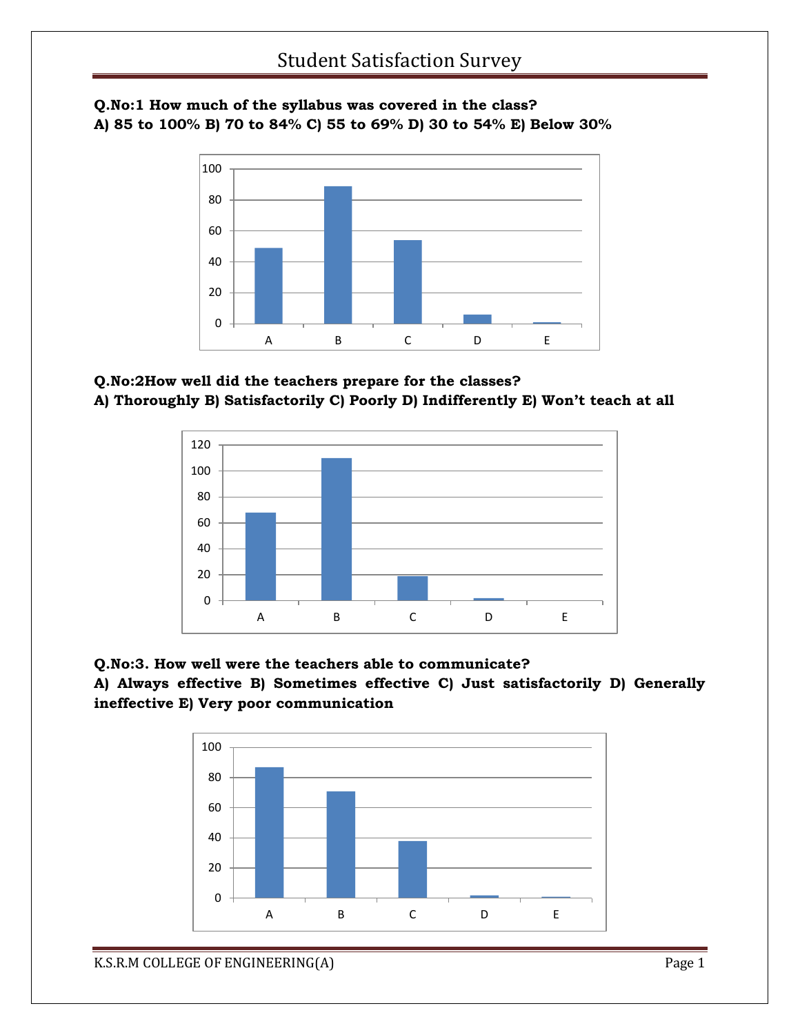# Student Satisfaction Survey

**Q.No:1 How much of the syllabus was covered in the class?**
**A) 85 to 100% B) 70 to 84% C) 55 to 69% D) 30 to 54% E) Below 30%**

**Q.No:2How well did the teachers prepare for the classes?**
**A) Thoroughly B) Satisfactorily C) Poorly D) Indifferently E) Won't teach at all**

**Q.No:3. How well were the teachers able to communicate?**
**A) Always effective B) Sometimes effective C) Just satisfactorily D) Generally ineffective E) Very poor communication**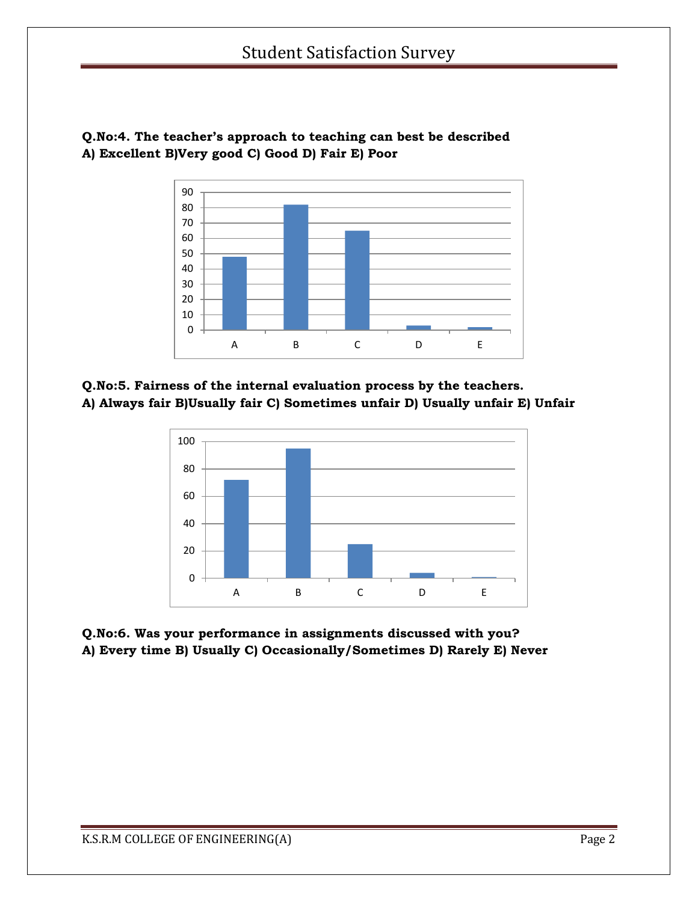**Q.No:4. The teacher's approach to teaching can best be described**
**A) Excellent B)Very good C) Good D) Fair E) Poor**

**Q.No:5. Fairness of the internal evaluation process by the teachers.**
**A) Always fair B)Usually fair C) Sometimes unfair D) Usually unfair E) Unfair**

**Q.No:6. Was your performance in assignments discussed with you?**
**A) Every time B) Usually C) Occasionally/Sometimes D) Rarely E) Never**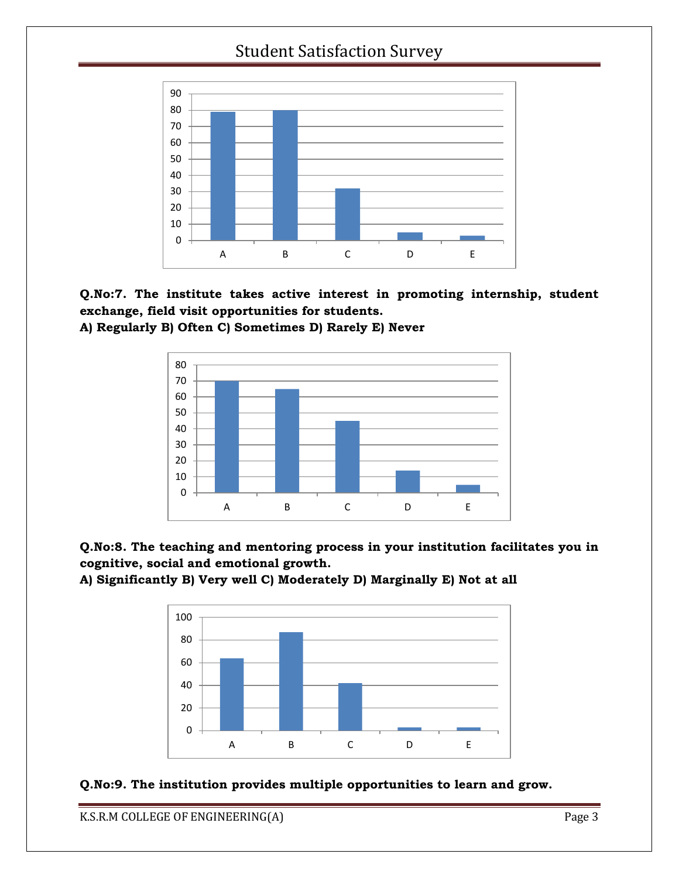**Q.No:7. The institute takes active interest in promoting internship, student exchange, field visit opportunities for students.**
**A) Regularly B) Often C) Sometimes D) Rarely E) Never**

**Q.No:8. The teaching and mentoring process in your institution facilitates you in cognitive, social and emotional growth.**
**A) Significantly B) Very well C) Moderately D) Marginally E) Not at all**

**Q.No:9. The institution provides multiple opportunities to learn and grow.**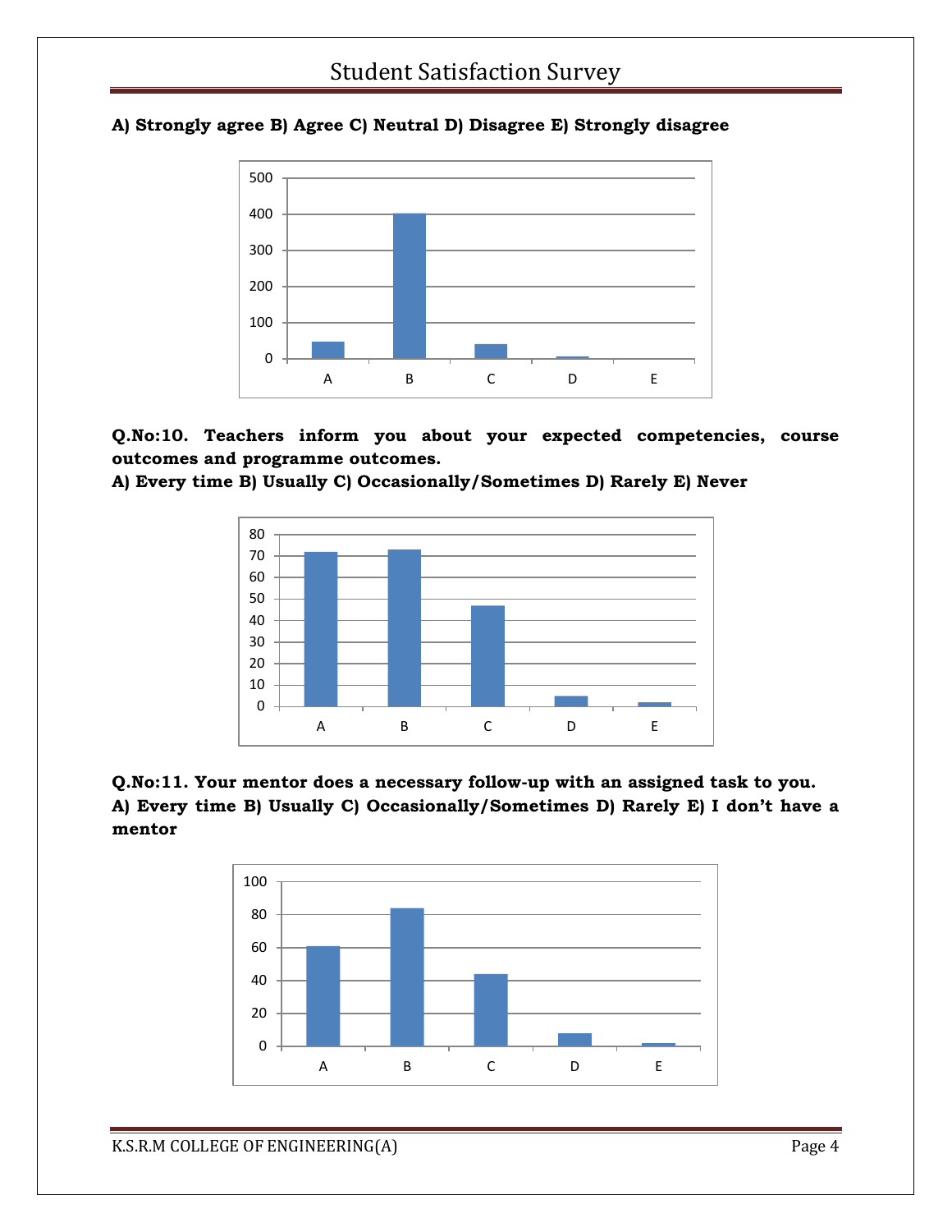**A) Strongly agree B) Agree C) Neutral D) Disagree E) Strongly disagree**

**Q.No:10. Teachers inform you about your expected competencies, course outcomes and programme outcomes.**

**A) Every time B) Usually C) Occasionally/Sometimes D) Rarely E) Never**

**Q.No:11. Your mentor does a necessary follow-up with an assigned task to you.**

**A) Every time B) Usually C) Occasionally/Sometimes D) Rarely E) I don't have a mentor**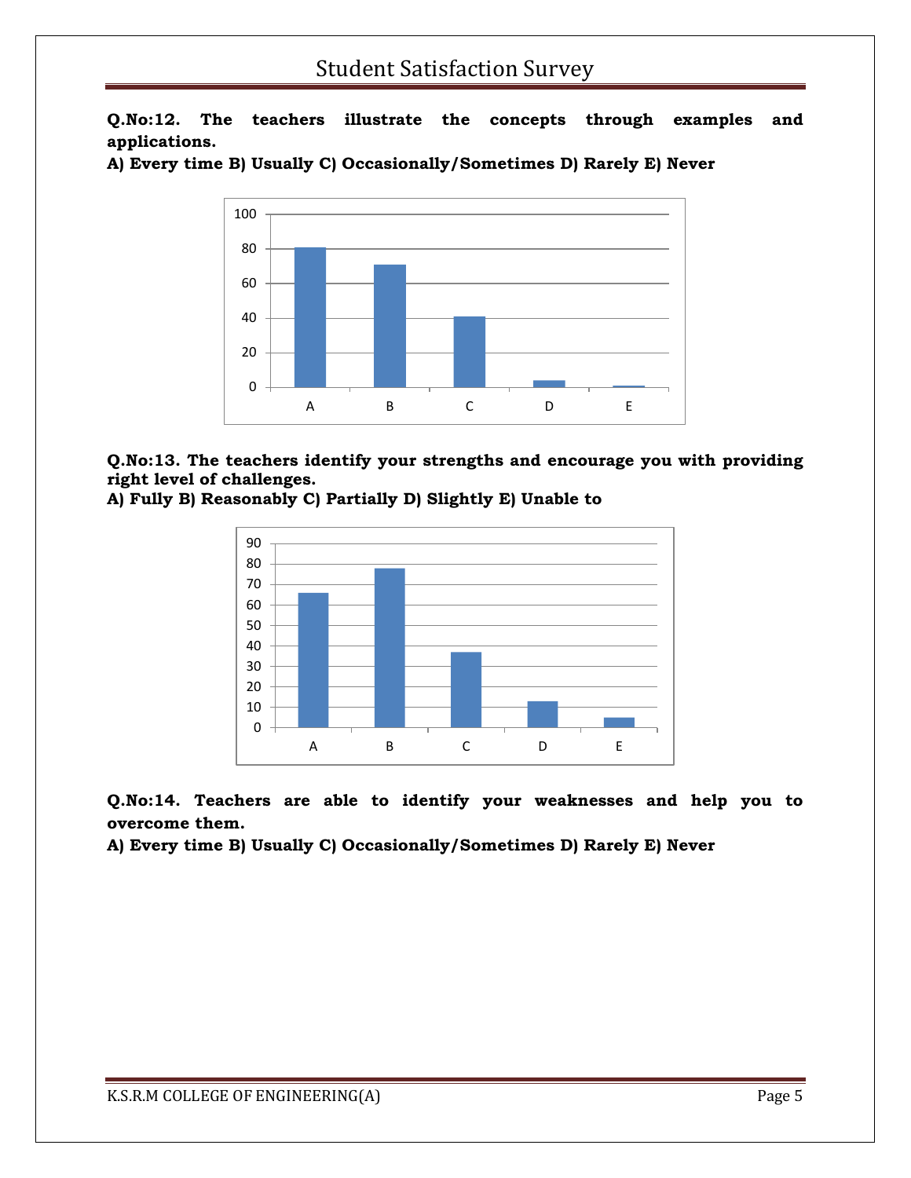**Q.No:12. The teachers illustrate the concepts through examples and applications.**

**A) Every time B) Usually C) Occasionally/Sometimes D) Rarely E) Never**

**Q.No:13. The teachers identify your strengths and encourage you with providing right level of challenges.**

**A) Fully B) Reasonably C) Partially D) Slightly E) Unable to**

**Q.No:14. Teachers are able to identify your weaknesses and help you to overcome them.**

**A) Every time B) Usually C) Occasionally/Sometimes D) Rarely E) Never**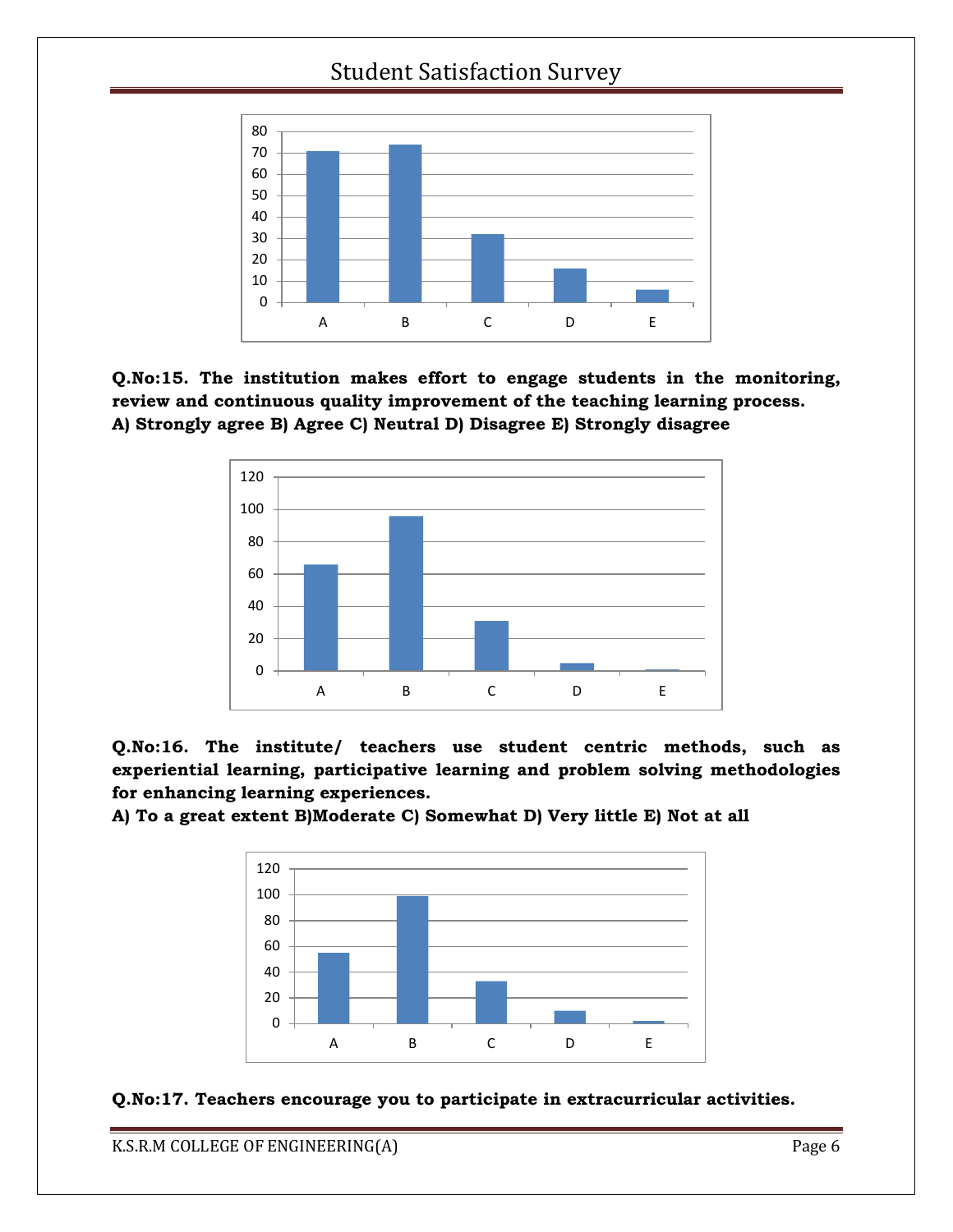**Q.No:15. The institution makes effort to engage students in the monitoring, review and continuous quality improvement of the teaching learning process.**
**A) Strongly agree B) Agree C) Neutral D) Disagree E) Strongly disagree**

**Q.No:16. The institute/ teachers use student centric methods, such as experiential learning, participative learning and problem solving methodologies for enhancing learning experiences.**
**A) To a great extent B)Moderate C) Somewhat D) Very little E) Not at all**

**Q.No:17. Teachers encourage you to participate in extracurricular activities.**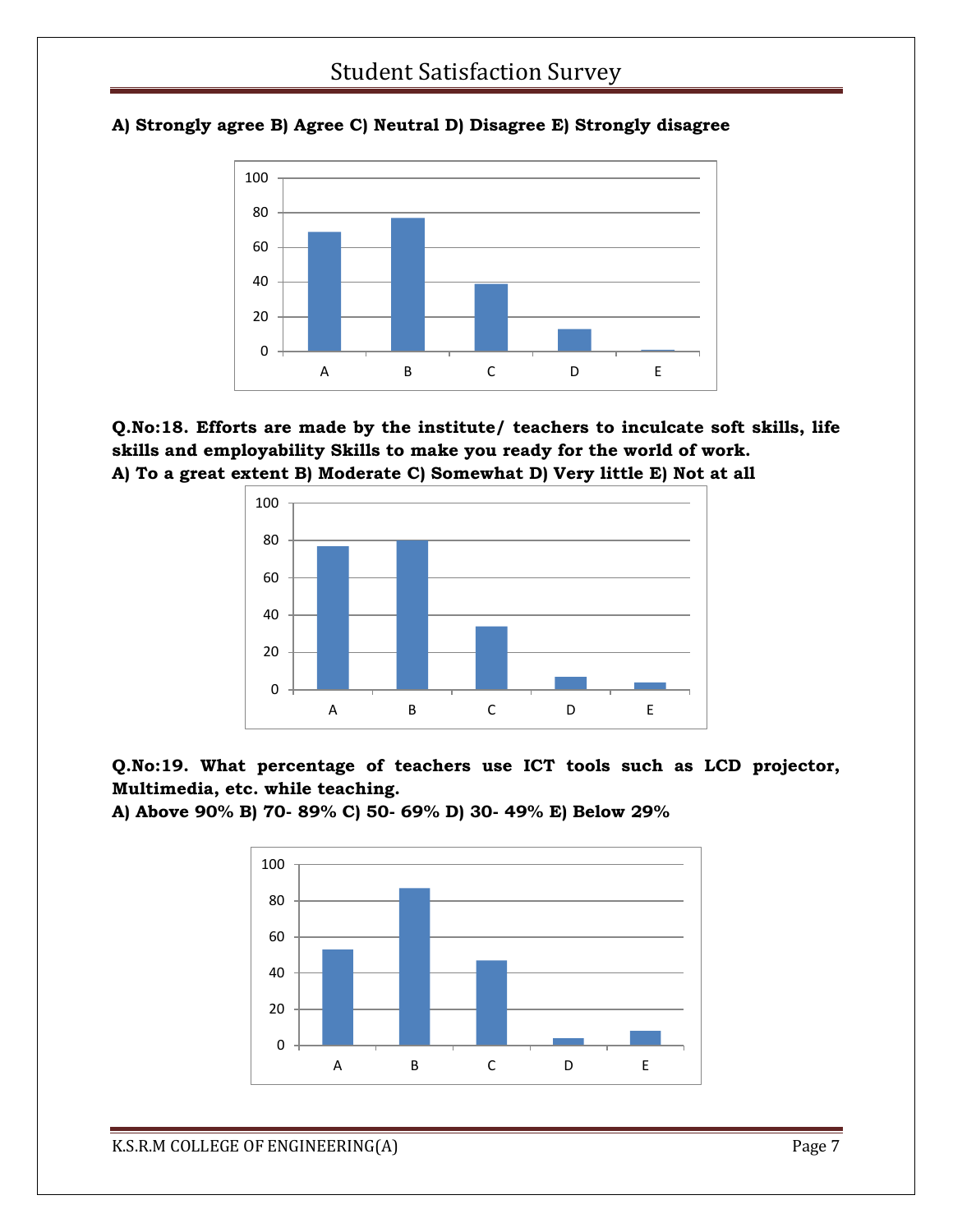**A) Strongly agree B) Agree C) Neutral D) Disagree E) Strongly disagree**

**Q.No:18. Efforts are made by the institute/ teachers to inculcate soft skills, life skills and employability Skills to make you ready for the world of work.**
**A) To a great extent B) Moderate C) Somewhat D) Very little E) Not at all**

**Q.No:19. What percentage of teachers use ICT tools such as LCD projector, Multimedia, etc. while teaching.**
**A) Above 90% B) 70- 89% C) 50- 69% D) 30- 49% E) Below 29%**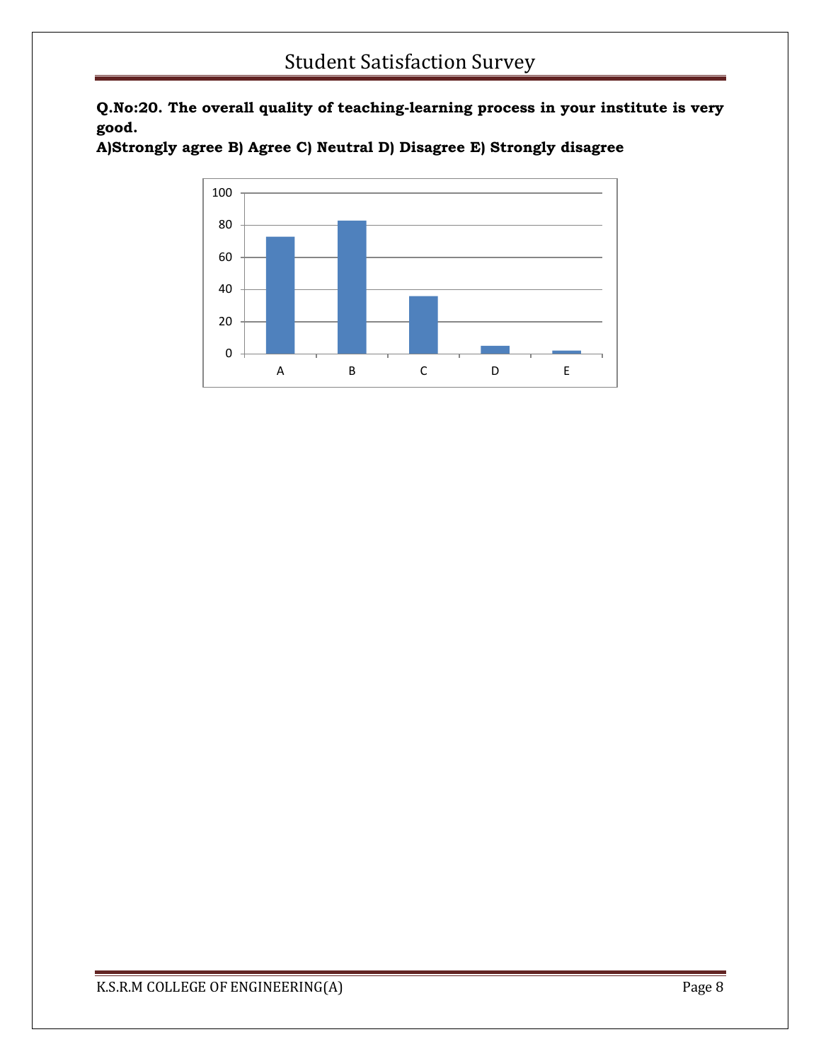**Q.No:20. The overall quality of teaching-learning process in your institute is very good.**

**A)Strongly agree B) Agree C) Neutral D) Disagree E) Strongly disagree**

100
80
60
40
20
0

A B C D E